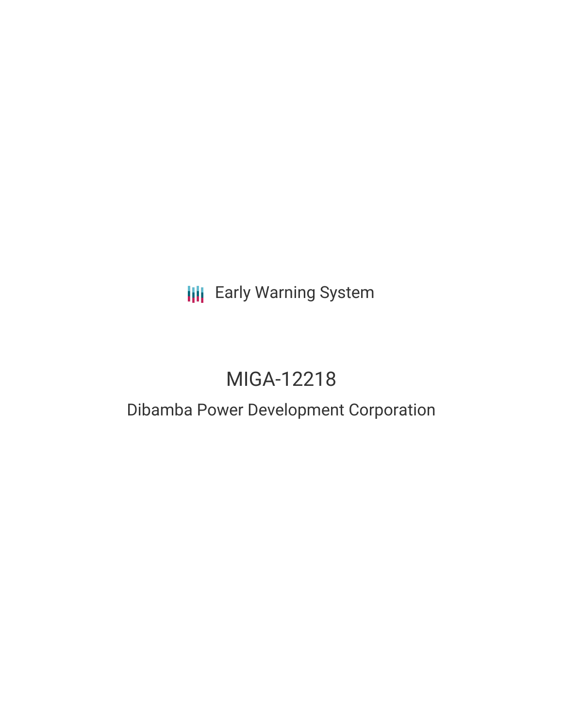Early Warning System

# MIGA-12218

## Dibamba Power Development Corporation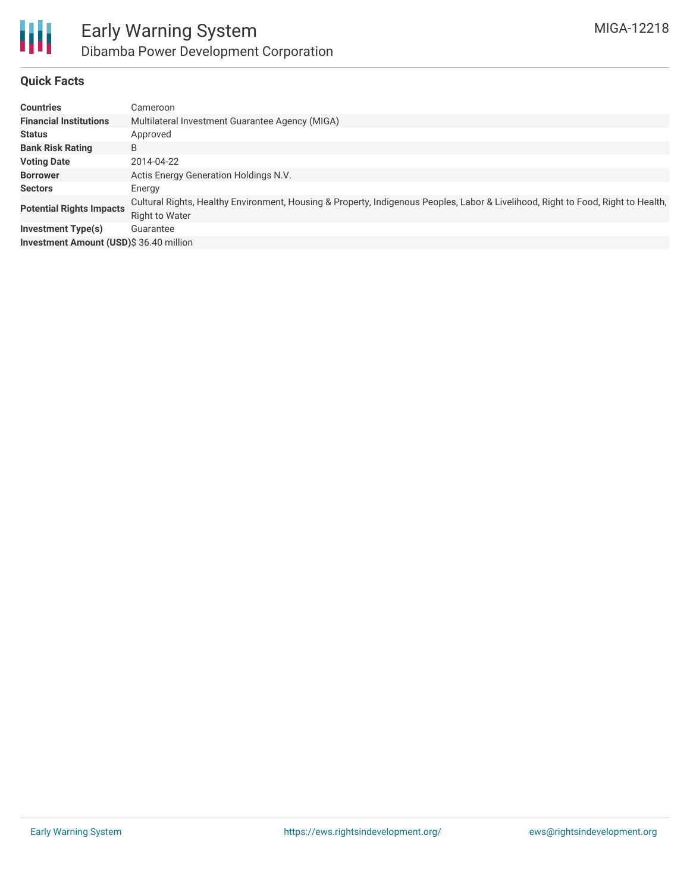# Early Warning System

## Dibamba Power Development Corporation

MIGA-12218

### Quick Facts

| | |
|---|---|
| **Countries** | Cameroon |
| **Financial Institutions** | Multilateral Investment Guarantee Agency (MIGA) |
| **Status** | Approved |
| **Bank Risk Rating** | B |
| **Voting Date** | 2014-04-22 |
| **Borrower** | Actis Energy Generation Holdings N.V. |
| **Sectors** | Energy |
| **Potential Rights Impacts** | Cultural Rights, Healthy Environment, Housing & Property, Indigenous Peoples, Labor & Livelihood, Right to Food, Right to Health, Right to Water |
| **Investment Type(s)** | Guarantee |
| **Investment Amount (USD)** | $ 36.40 million |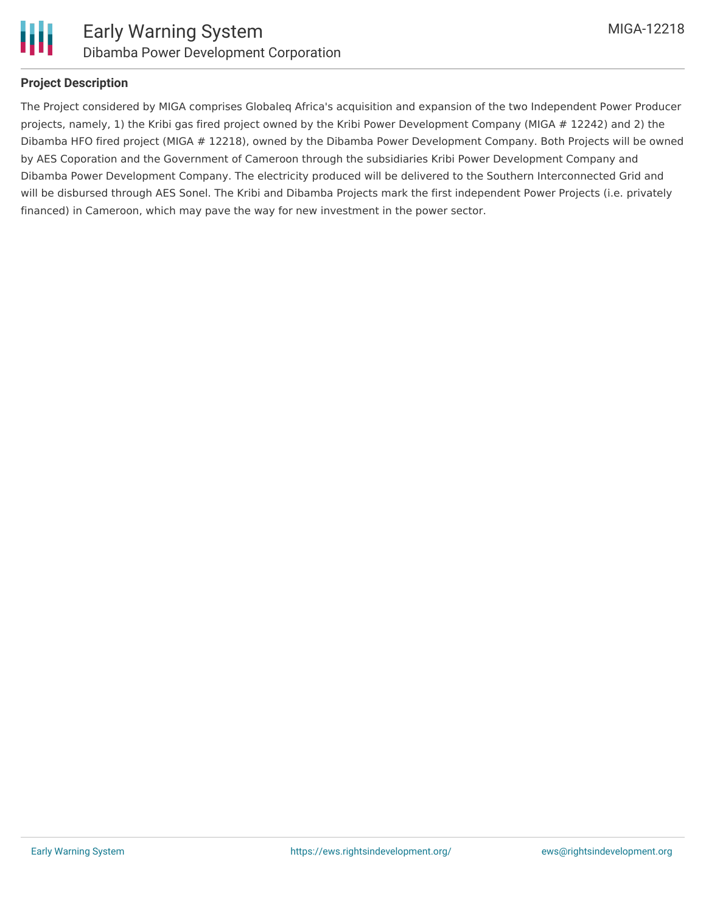## Project Description

The Project considered by MIGA comprises Globaleq Africa's acquisition and expansion of the two Independent Power Producer projects, namely, 1) the Kribi gas fired project owned by the Kribi Power Development Company (MIGA # 12242) and 2) the Dibamba HFO fired project (MIGA # 12218), owned by the Dibamba Power Development Company. Both Projects will be owned by AES Coporation and the Government of Cameroon through the subsidiaries Kribi Power Development Company and Dibamba Power Development Company. The electricity produced will be delivered to the Southern Interconnected Grid and will be disbursed through AES Sonel. The Kribi and Dibamba Projects mark the first independent Power Projects (i.e. privately financed) in Cameroon, which may pave the way for new investment in the power sector.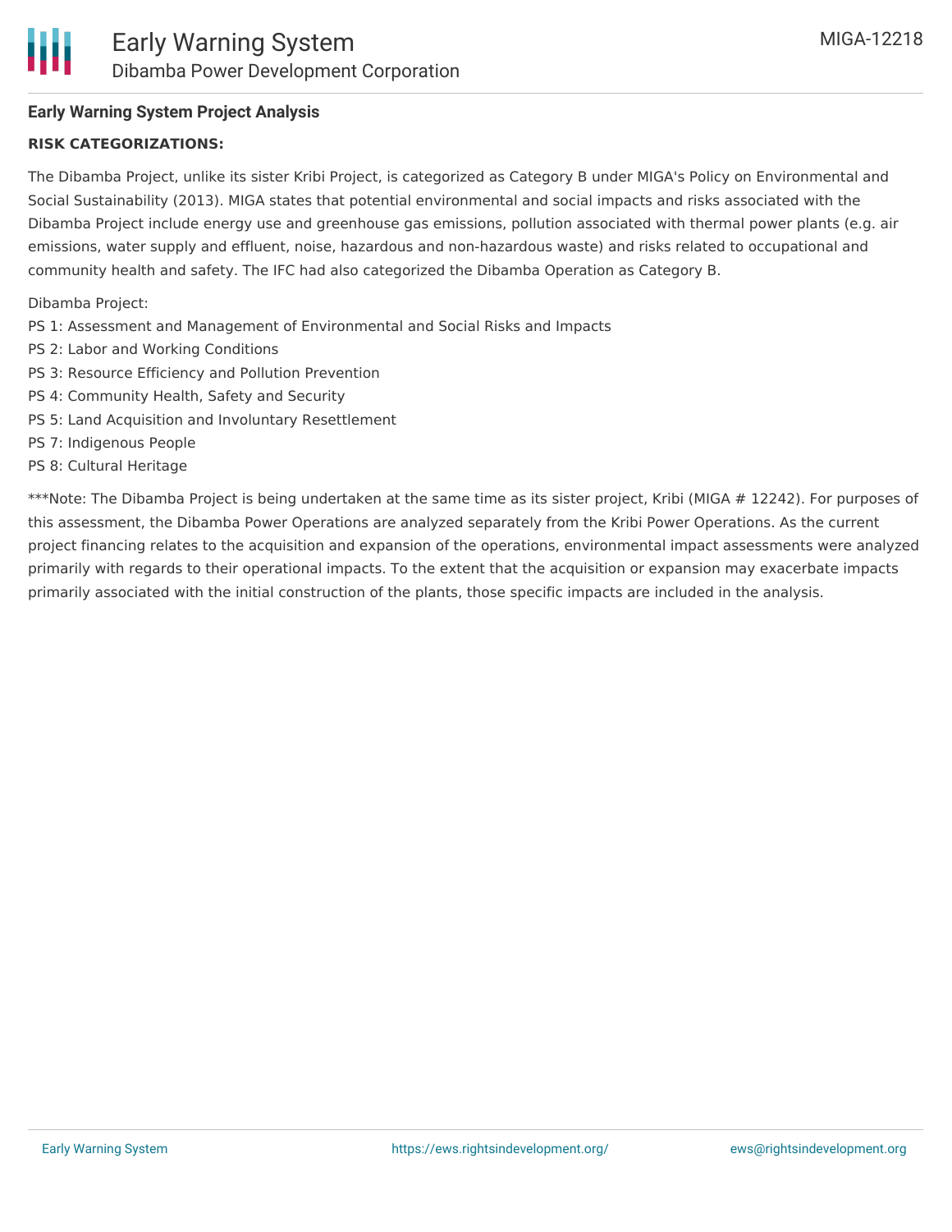**Early Warning System Project Analysis**

**RISK CATEGORIZATIONS:**

The Dibamba Project, unlike its sister Kribi Project, is categorized as Category B under MIGA's Policy on Environmental and Social Sustainability (2013). MIGA states that potential environmental and social impacts and risks associated with the Dibamba Project include energy use and greenhouse gas emissions, pollution associated with thermal power plants (e.g. air emissions, water supply and effluent, noise, hazardous and non-hazardous waste) and risks related to occupational and community health and safety. The IFC had also categorized the Dibamba Operation as Category B.

Dibamba Project:
PS 1: Assessment and Management of Environmental and Social Risks and Impacts
PS 2: Labor and Working Conditions
PS 3: Resource Efficiency and Pollution Prevention
PS 4: Community Health, Safety and Security
PS 5: Land Acquisition and Involuntary Resettlement
PS 7: Indigenous People
PS 8: Cultural Heritage

***Note: The Dibamba Project is being undertaken at the same time as its sister project, Kribi (MIGA # 12242). For purposes of this assessment, the Dibamba Power Operations are analyzed separately from the Kribi Power Operations. As the current project financing relates to the acquisition and expansion of the operations, environmental impact assessments were analyzed primarily with regards to their operational impacts. To the extent that the acquisition or expansion may exacerbate impacts primarily associated with the initial construction of the plants, those specific impacts are included in the analysis.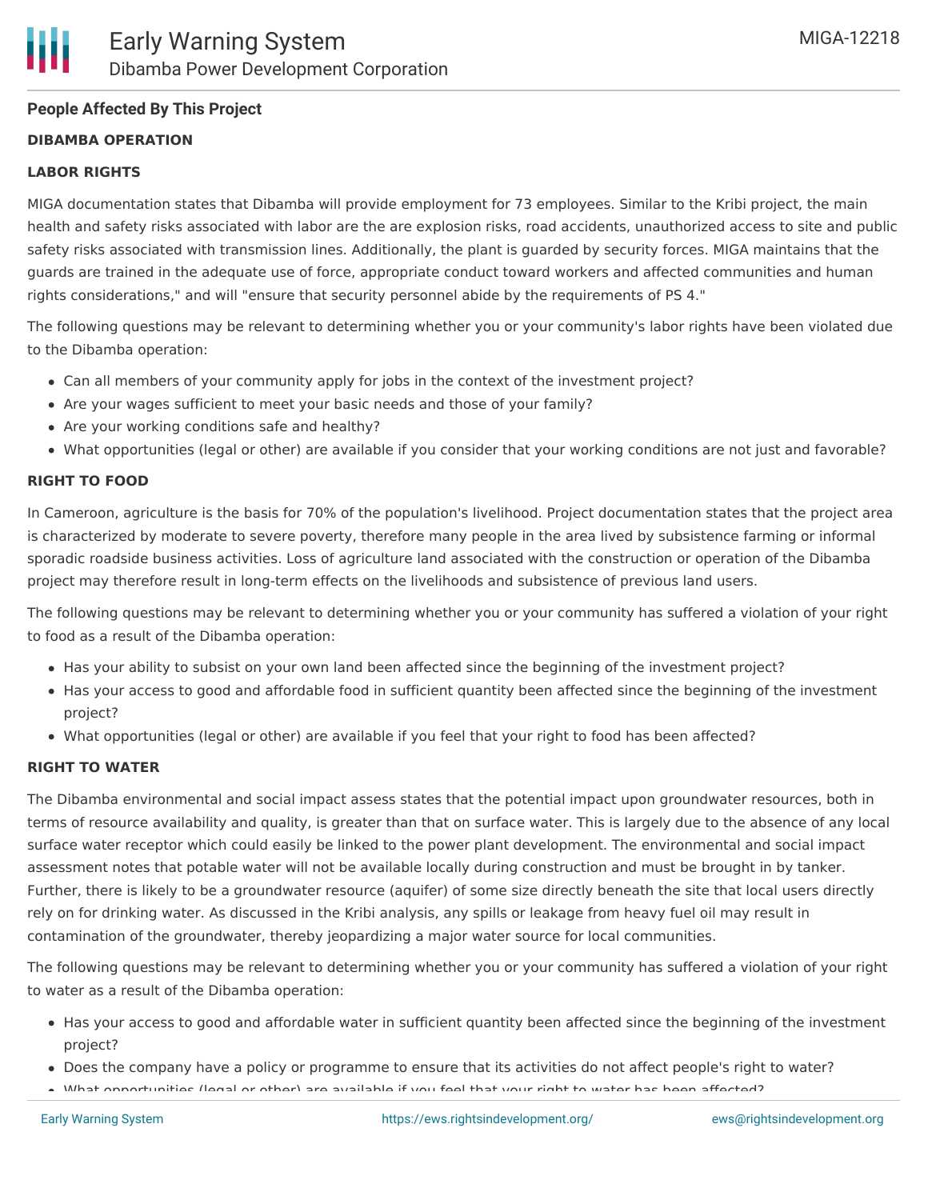### People Affected By This Project

**DIBAMBA OPERATION**

**LABOR RIGHTS**

MIGA documentation states that Dibamba will provide employment for 73 employees. Similar to the Kribi project, the main health and safety risks associated with labor are the are explosion risks, road accidents, unauthorized access to site and public safety risks associated with transmission lines. Additionally, the plant is guarded by security forces. MIGA maintains that the guards are trained in the adequate use of force, appropriate conduct toward workers and affected communities and human rights considerations," and will "ensure that security personnel abide by the requirements of PS 4."

The following questions may be relevant to determining whether you or your community's labor rights have been violated due to the Dibamba operation:

- Can all members of your community apply for jobs in the context of the investment project?
- Are your wages sufficient to meet your basic needs and those of your family?
- Are your working conditions safe and healthy?
- What opportunities (legal or other) are available if you consider that your working conditions are not just and favorable?

**RIGHT TO FOOD**

In Cameroon, agriculture is the basis for 70% of the population's livelihood. Project documentation states that the project area is characterized by moderate to severe poverty, therefore many people in the area lived by subsistence farming or informal sporadic roadside business activities. Loss of agriculture land associated with the construction or operation of the Dibamba project may therefore result in long-term effects on the livelihoods and subsistence of previous land users.

The following questions may be relevant to determining whether you or your community has suffered a violation of your right to food as a result of the Dibamba operation:

- Has your ability to subsist on your own land been affected since the beginning of the investment project?
- Has your access to good and affordable food in sufficient quantity been affected since the beginning of the investment project?
- What opportunities (legal or other) are available if you feel that your right to food has been affected?

**RIGHT TO WATER**

The Dibamba environmental and social impact assess states that the potential impact upon groundwater resources, both in terms of resource availability and quality, is greater than that on surface water. This is largely due to the absence of any local surface water receptor which could easily be linked to the power plant development. The environmental and social impact assessment notes that potable water will not be available locally during construction and must be brought in by tanker. Further, there is likely to be a groundwater resource (aquifer) of some size directly beneath the site that local users directly rely on for drinking water. As discussed in the Kribi analysis, any spills or leakage from heavy fuel oil may result in contamination of the groundwater, thereby jeopardizing a major water source for local communities.

The following questions may be relevant to determining whether you or your community has suffered a violation of your right to water as a result of the Dibamba operation:

- Has your access to good and affordable water in sufficient quantity been affected since the beginning of the investment project?
- Does the company have a policy or programme to ensure that its activities do not affect people's right to water?
- What opportunities (legal or other) are available if you feel that your right to water has been affected?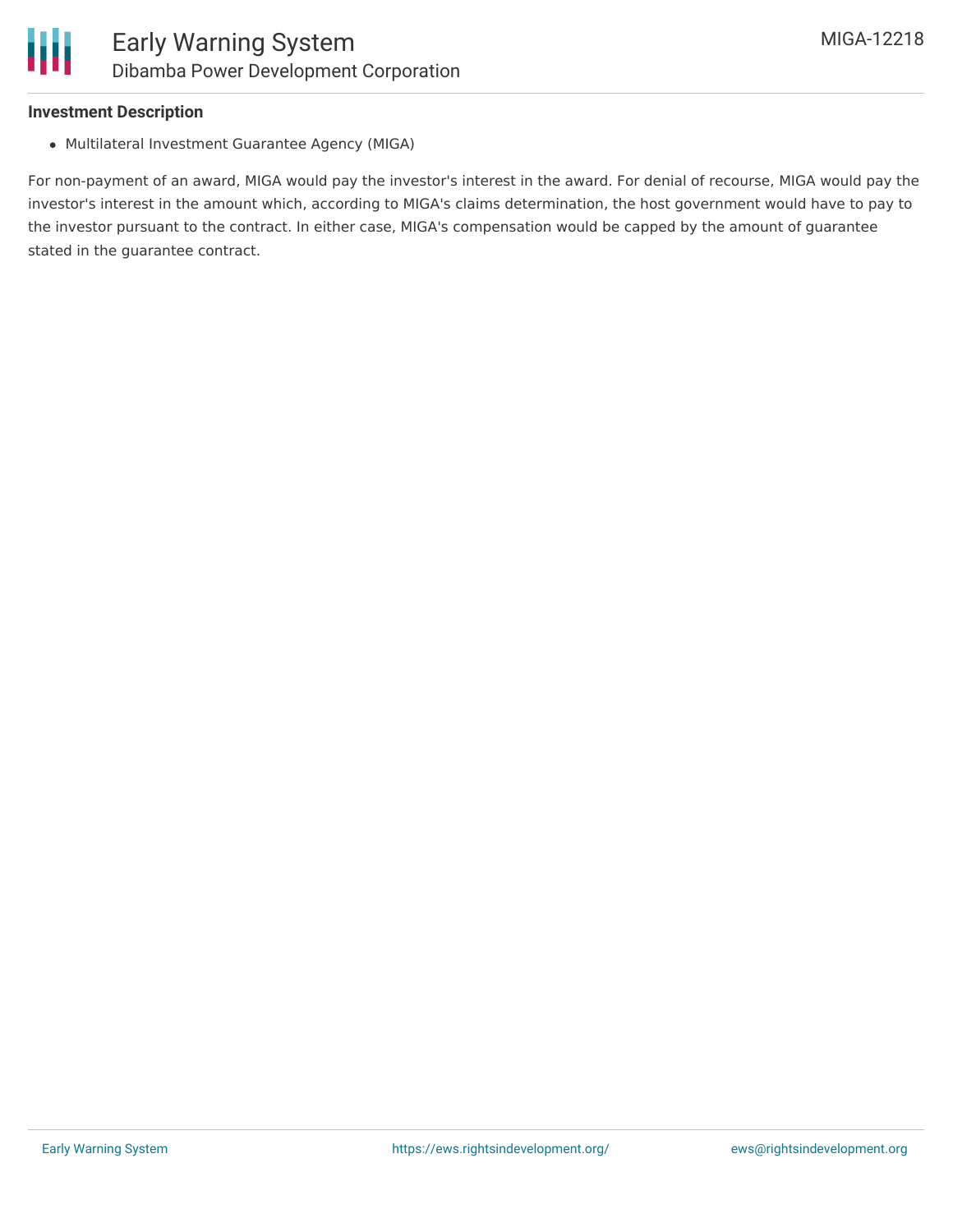**Investment Description**

- Multilateral Investment Guarantee Agency (MIGA)

For non-payment of an award, MIGA would pay the investor's interest in the award. For denial of recourse, MIGA would pay the investor's interest in the amount which, according to MIGA's claims determination, the host government would have to pay to the investor pursuant to the contract. In either case, MIGA's compensation would be capped by the amount of guarantee stated in the guarantee contract.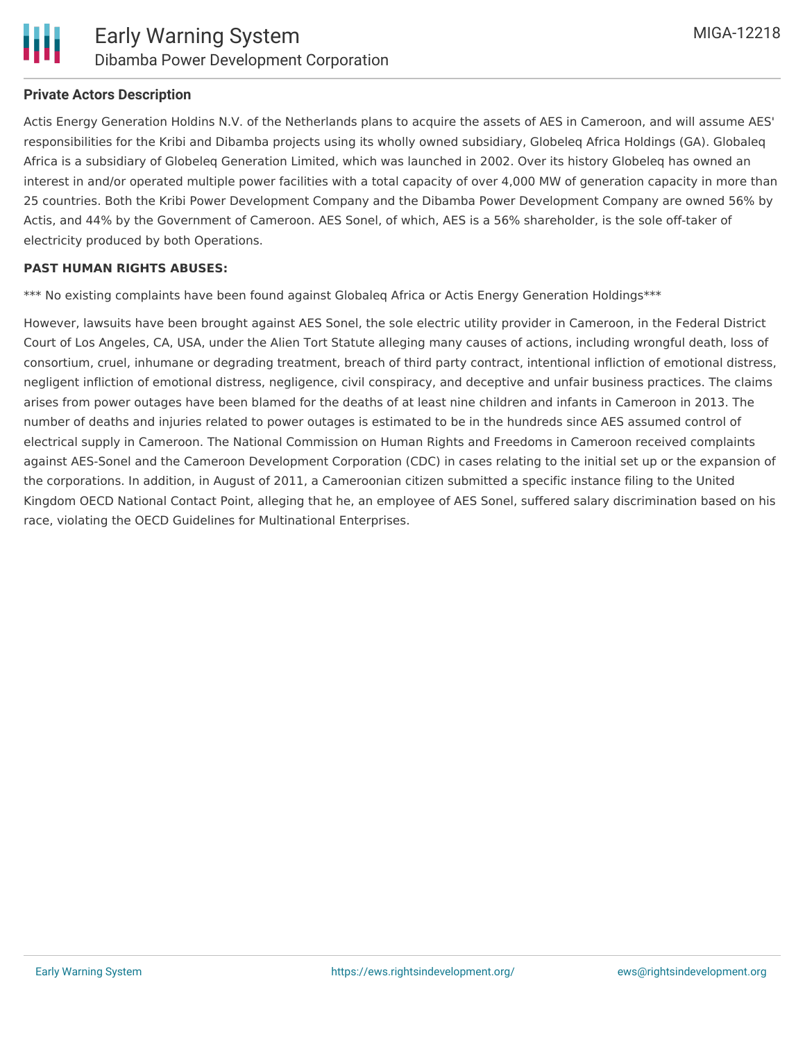**Private Actors Description**

Actis Energy Generation Holdins N.V. of the Netherlands plans to acquire the assets of AES in Cameroon, and will assume AES' responsibilities for the Kribi and Dibamba projects using its wholly owned subsidiary, Globeleq Africa Holdings (GA). Globaleq Africa is a subsidiary of Globeleq Generation Limited, which was launched in 2002. Over its history Globeleq has owned an interest in and/or operated multiple power facilities with a total capacity of over 4,000 MW of generation capacity in more than 25 countries. Both the Kribi Power Development Company and the Dibamba Power Development Company are owned 56% by Actis, and 44% by the Government of Cameroon. AES Sonel, of which, AES is a 56% shareholder, is the sole off-taker of electricity produced by both Operations.

**PAST HUMAN RIGHTS ABUSES:**

*** No existing complaints have been found against Globaleq Africa or Actis Energy Generation Holdings***

However, lawsuits have been brought against AES Sonel, the sole electric utility provider in Cameroon, in the Federal District Court of Los Angeles, CA, USA, under the Alien Tort Statute alleging many causes of actions, including wrongful death, loss of consortium, cruel, inhumane or degrading treatment, breach of third party contract, intentional infliction of emotional distress, negligent infliction of emotional distress, negligence, civil conspiracy, and deceptive and unfair business practices. The claims arises from power outages have been blamed for the deaths of at least nine children and infants in Cameroon in 2013. The number of deaths and injuries related to power outages is estimated to be in the hundreds since AES assumed control of electrical supply in Cameroon. The National Commission on Human Rights and Freedoms in Cameroon received complaints against AES-Sonel and the Cameroon Development Corporation (CDC) in cases relating to the initial set up or the expansion of the corporations. In addition, in August of 2011, a Cameroonian citizen submitted a specific instance filing to the United Kingdom OECD National Contact Point, alleging that he, an employee of AES Sonel, suffered salary discrimination based on his race, violating the OECD Guidelines for Multinational Enterprises.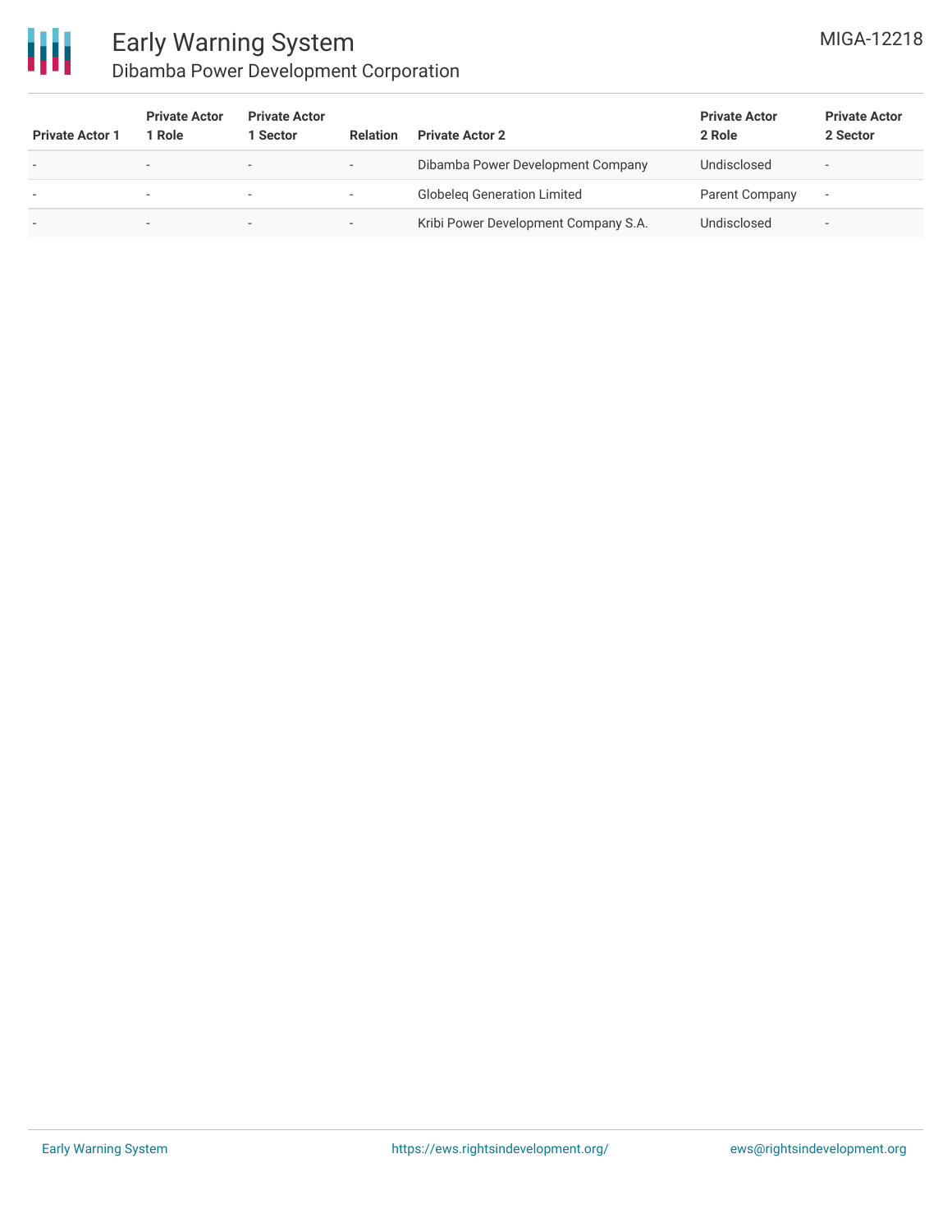| Private Actor 1 | Private Actor 1 Role | Private Actor 1 Sector | Relation | Private Actor 2 | Private Actor 2 Role | Private Actor 2 Sector |
|---|---|---|---|---|---|---|
| - | - | - | - | Dibamba Power Development Company | Undisclosed | - |
| - | - | - | - | Globeleq Generation Limited | Parent Company | - |
| - | - | - | - | Kribi Power Development Company S.A. | Undisclosed | - |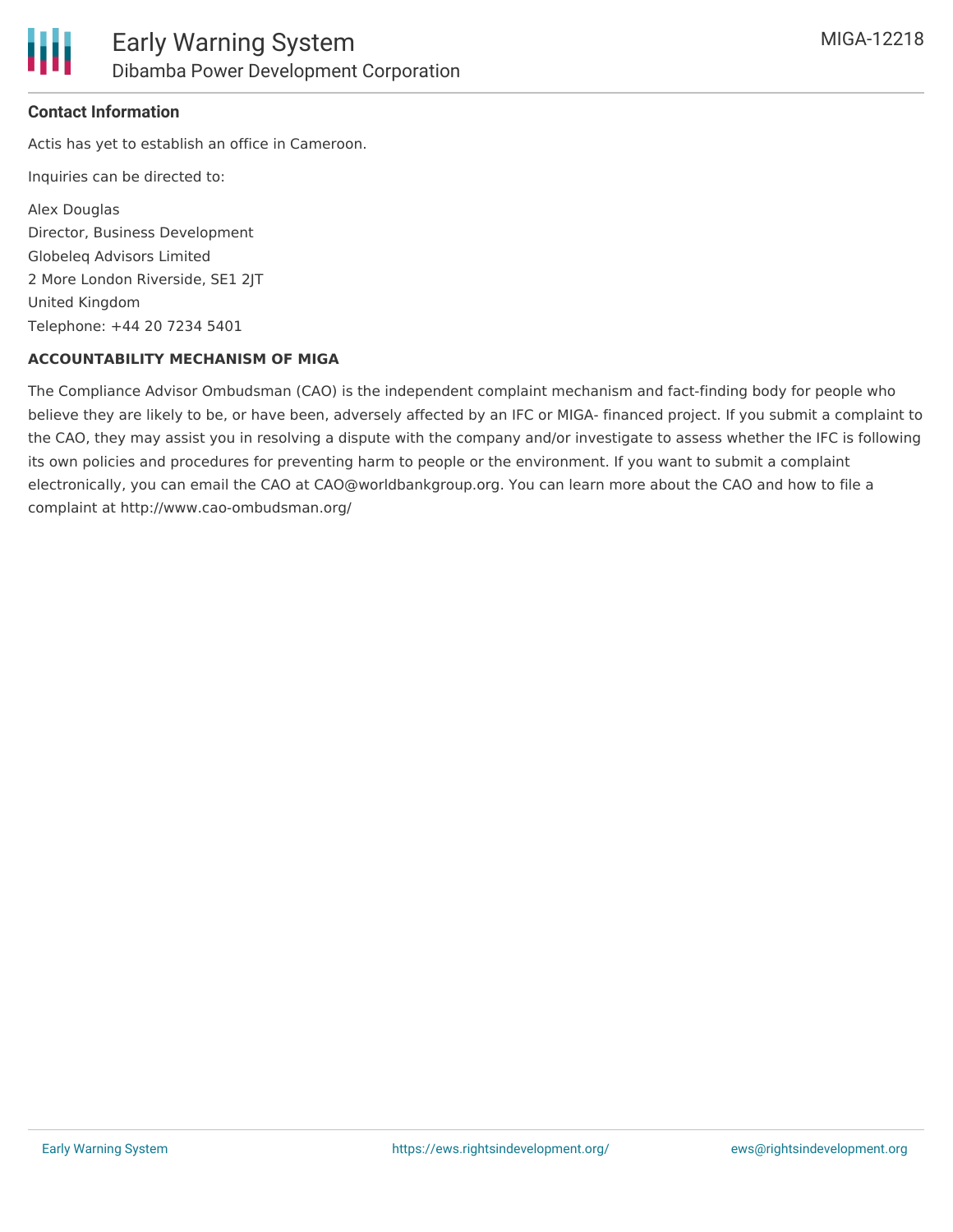### Contact Information

Actis has yet to establish an office in Cameroon.

Inquiries can be directed to:

Alex Douglas
Director, Business Development
Globeleq Advisors Limited
2 More London Riverside, SE1 2JT
United Kingdom
Telephone: +44 20 7234 5401

**ACCOUNTABILITY MECHANISM OF MIGA**

The Compliance Advisor Ombudsman (CAO) is the independent complaint mechanism and fact-finding body for people who believe they are likely to be, or have been, adversely affected by an IFC or MIGA- financed project. If you submit a complaint to the CAO, they may assist you in resolving a dispute with the company and/or investigate to assess whether the IFC is following its own policies and procedures for preventing harm to people or the environment. If you want to submit a complaint electronically, you can email the CAO at CAO@worldbankgroup.org. You can learn more about the CAO and how to file a complaint at http://www.cao-ombudsman.org/